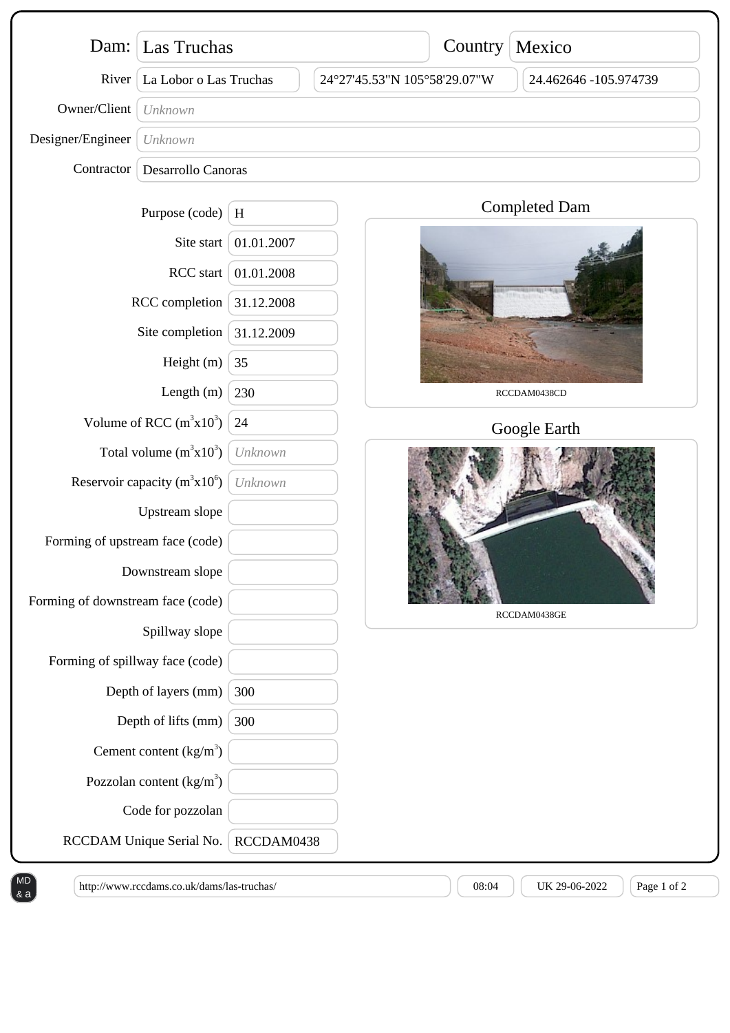| Field | Value |
| --- | --- |
| Dam: | Las Truchas |
| Country | Mexico |
| River | La Lobor o Las Truchas |
| Coordinates | 24°27'45.53"N 105°58'29.07"W |
| Coordinates (decimal) | 24.462646 -105.974739 |
| Owner/Client | *Unknown* |
| Designer/Engineer | *Unknown* |
| Contractor | Desarrollo Canoras |

| Field | Value |
| --- | --- |
| Purpose (code) | H |
| Site start | 01.01.2007 |
| RCC start | 01.01.2008 |
| RCC completion | 31.12.2008 |
| Site completion | 31.12.2009 |
| Height (m) | 35 |
| Length (m) | 230 |
| Volume of RCC ($m^3x10^3$) | 24 |
| Total volume ($m^3x10^3$) | *Unknown* |
| Reservoir capacity ($m^3x10^6$) | *Unknown* |
| Upstream slope | |
| Forming of upstream face (code) | |
| Downstream slope | |
| Forming of downstream face (code) | |
| Spillway slope | |
| Forming of spillway face (code) | |
| Depth of layers (mm) | 300 |
| Depth of lifts (mm) | 300 |
| Cement content ($kg/m^3$) | |
| Pozzolan content ($kg/m^3$) | |
| Code for pozzolan | |
| RCCDAM Unique Serial No. | RCCDAM0438 |

## Completed Dam

RCCDAM0438CD

## Google Earth

RCCDAM0438GE

http://www.rccdams.co.uk/dams/las-truchas/ | 08:04 | UK 29-06-2022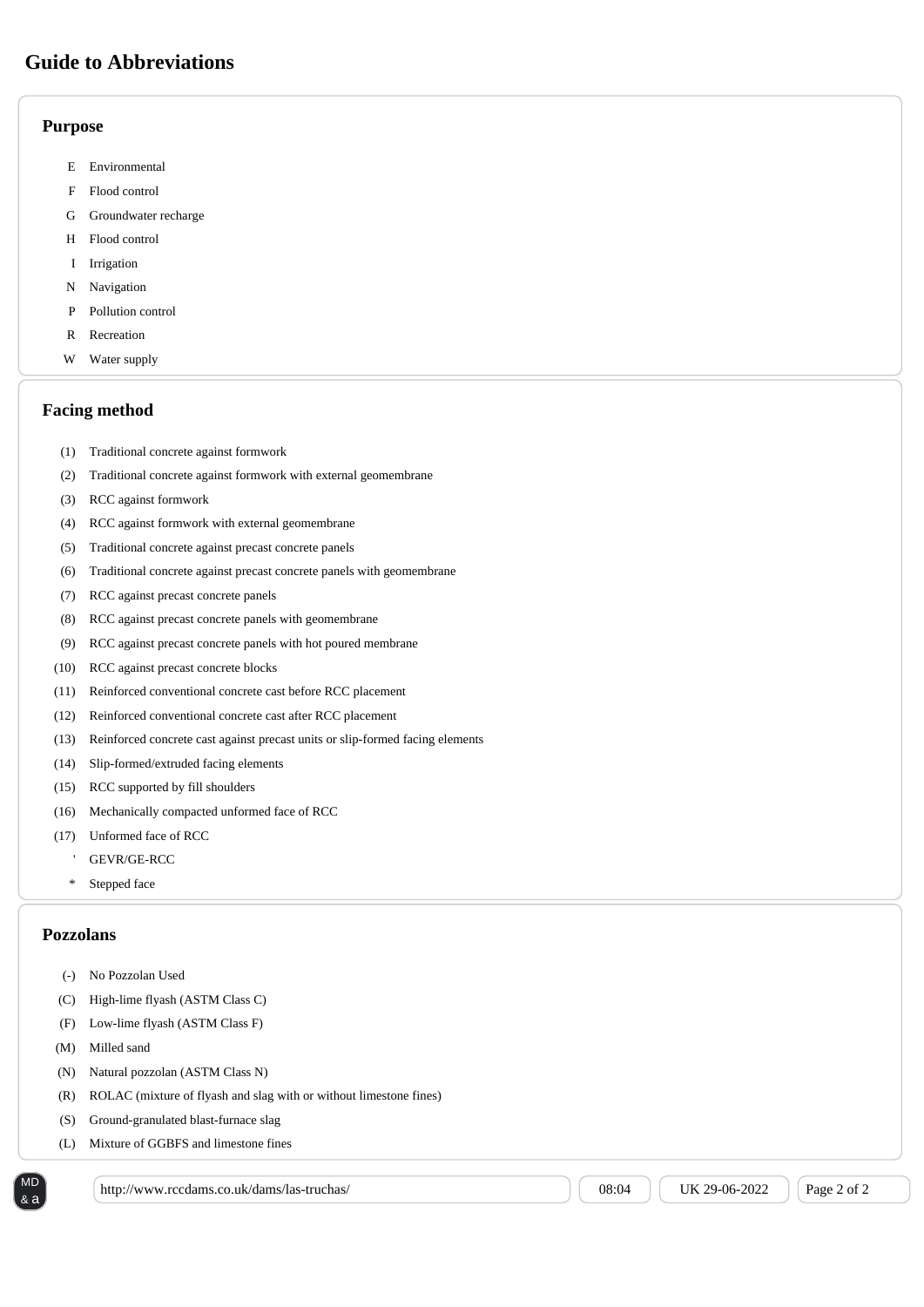# Guide to Abbreviations

## Purpose

- E Environmental
- F Flood control
- G Groundwater recharge
- H Flood control
- I Irrigation
- N Navigation
- P Pollution control
- R Recreation
- W Water supply

## Facing method

- (1) Traditional concrete against formwork
- (2) Traditional concrete against formwork with external geomembrane
- (3) RCC against formwork
- (4) RCC against formwork with external geomembrane
- (5) Traditional concrete against precast concrete panels
- (6) Traditional concrete against precast concrete panels with geomembrane
- (7) RCC against precast concrete panels
- (8) RCC against precast concrete panels with geomembrane
- (9) RCC against precast concrete panels with hot poured membrane
- (10) RCC against precast concrete blocks
- (11) Reinforced conventional concrete cast before RCC placement
- (12) Reinforced conventional concrete cast after RCC placement
- (13) Reinforced concrete cast against precast units or slip-formed facing elements
- (14) Slip-formed/extruded facing elements
- (15) RCC supported by fill shoulders
- (16) Mechanically compacted unformed face of RCC
- (17) Unformed face of RCC
- ' GEVR/GE-RCC
- * Stepped face

## Pozzolans

- (-) No Pozzolan Used
- (C) High-lime flyash (ASTM Class C)
- (F) Low-lime flyash (ASTM Class F)
- (M) Milled sand
- (N) Natural pozzolan (ASTM Class N)
- (R) ROLAC (mixture of flyash and slag with or without limestone fines)
- (S) Ground-granulated blast-furnace slag
- (L) Mixture of GGBFS and limestone fines